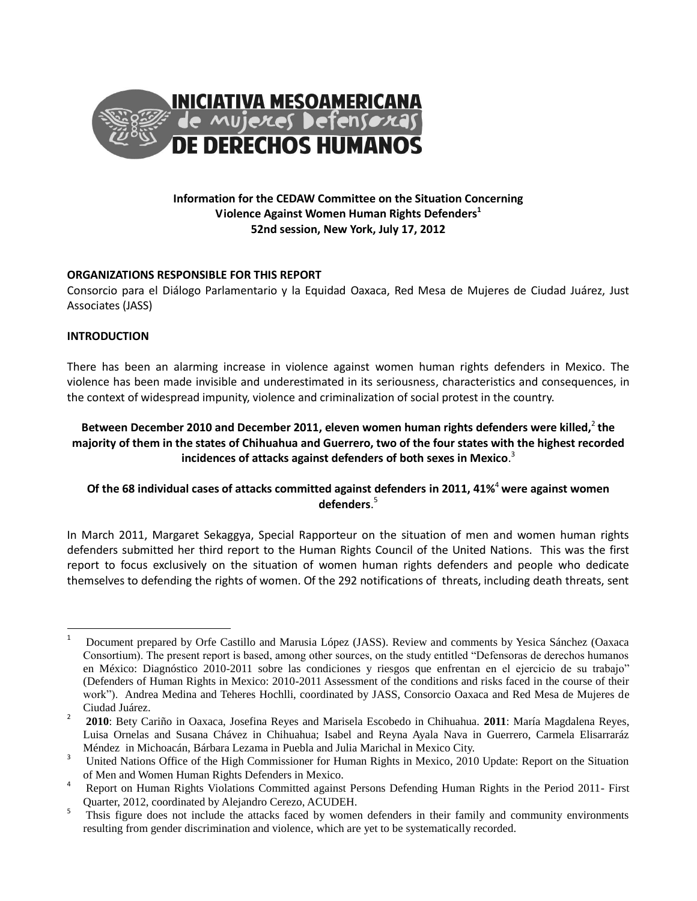**INICIATIVA MESOAMERICANA de mujeres Defensoras DE DERECHOS HUMANOS**

## Information for the CEDAW Committee on the Situation Concerning Violence Against Women Human Rights Defenders[1]
## 52nd session, New York, July 17, 2012

### ORGANIZATIONS RESPONSIBLE FOR THIS REPORT

Consorcio para el Diálogo Parlamentario y la Equidad Oaxaca, Red Mesa de Mujeres de Ciudad Juárez, Just Associates (JASS)

### INTRODUCTION

There has been an alarming increase in violence against women human rights defenders in Mexico. The violence has been made invisible and underestimated in its seriousness, characteristics and consequences, in the context of widespread impunity, violence and criminalization of social protest in the country.

**Between December 2010 and December 2011, eleven women human rights defenders were killed,[2] the majority of them in the states of Chihuahua and Guerrero, two of the four states with the highest recorded incidences of attacks against defenders of both sexes in Mexico**.[3]

**Of the 68 individual cases of attacks committed against defenders in 2011, 41%[4] were against women defenders**.[5]

In March 2011, Margaret Sekaggya, Special Rapporteur on the situation of men and women human rights defenders submitted her third report to the Human Rights Council of the United Nations. This was the first report to focus exclusively on the situation of women human rights defenders and people who dedicate themselves to defending the rights of women. Of the 292 notifications of threats, including death threats, sent

---

[1] Document prepared by Orfe Castillo and Marusia López (JASS). Review and comments by Yesica Sánchez (Oaxaca Consortium). The present report is based, among other sources, on the study entitled "Defensoras de derechos humanos en México: Diagnóstico 2010-2011 sobre las condiciones y riesgos que enfrentan en el ejercicio de su trabajo" (Defenders of Human Rights in Mexico: 2010-2011 Assessment of the conditions and risks faced in the course of their work"). Andrea Medina and Teheres Hochlli, coordinated by JASS, Consorcio Oaxaca and Red Mesa de Mujeres de Ciudad Juárez.

[2] **2010**: Bety Cariño in Oaxaca, Josefina Reyes and Marisela Escobedo in Chihuahua. **2011**: María Magdalena Reyes, Luisa Ornelas and Susana Chávez in Chihuahua; Isabel and Reyna Ayala Nava in Guerrero, Carmela Elisarraráz Méndez in Michoacán, Bárbara Lezama in Puebla and Julia Marichal in Mexico City.

[3] United Nations Office of the High Commissioner for Human Rights in Mexico, 2010 Update: Report on the Situation of Men and Women Human Rights Defenders in Mexico.

[4] Report on Human Rights Violations Committed against Persons Defending Human Rights in the Period 2011- First Quarter, 2012, coordinated by Alejandro Cerezo, ACUDEH.

[5] Thsis figure does not include the attacks faced by women defenders in their family and community environments resulting from gender discrimination and violence, which are yet to be systematically recorded.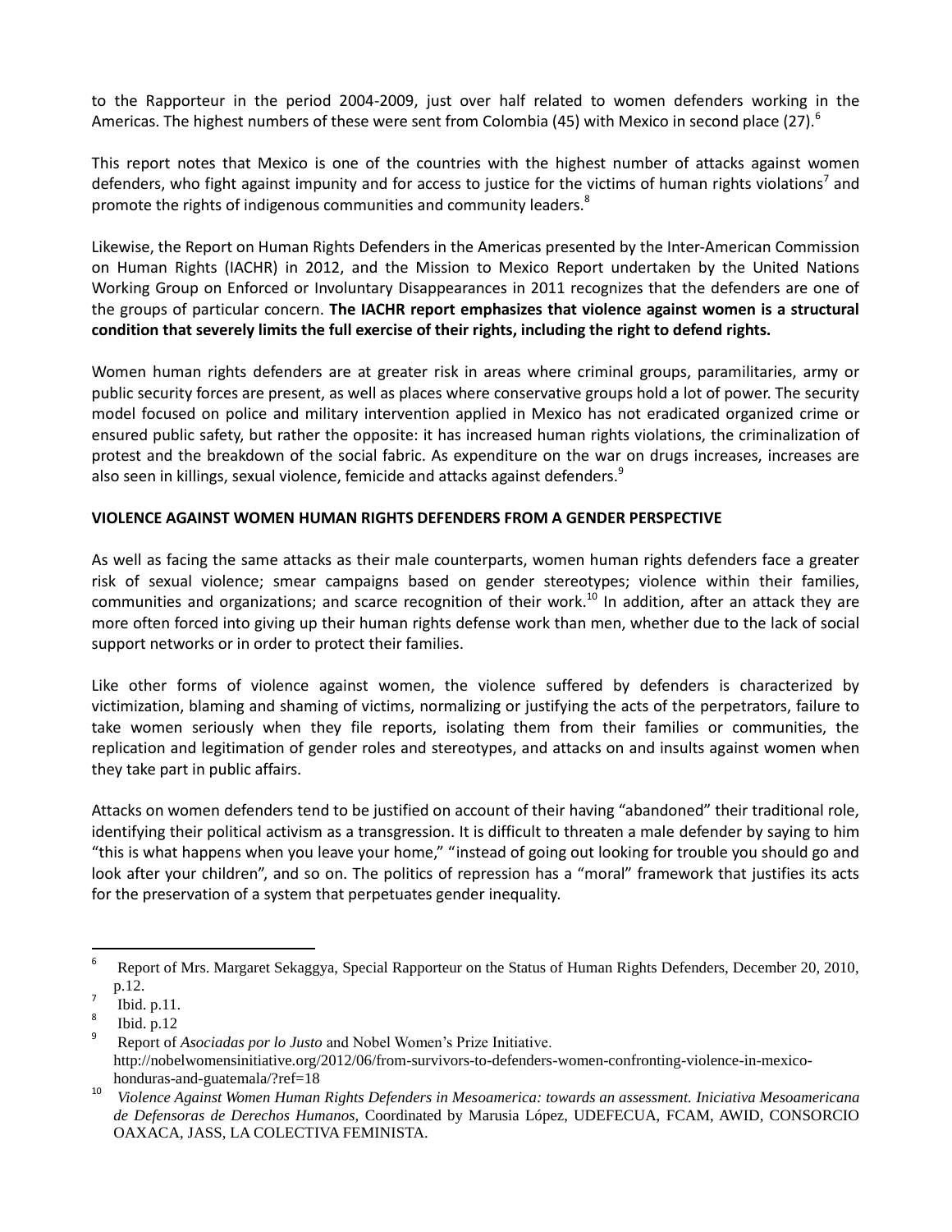to the Rapporteur in the period 2004-2009, just over half related to women defenders working in the Americas. The highest numbers of these were sent from Colombia (45) with Mexico in second place (27).[6]

This report notes that Mexico is one of the countries with the highest number of attacks against women defenders, who fight against impunity and for access to justice for the victims of human rights violations[7] and promote the rights of indigenous communities and community leaders.[8]

Likewise, the Report on Human Rights Defenders in the Americas presented by the Inter-American Commission on Human Rights (IACHR) in 2012, and the Mission to Mexico Report undertaken by the United Nations Working Group on Enforced or Involuntary Disappearances in 2011 recognizes that the defenders are one of the groups of particular concern. **The IACHR report emphasizes that violence against women is a structural condition that severely limits the full exercise of their rights, including the right to defend rights.**

Women human rights defenders are at greater risk in areas where criminal groups, paramilitaries, army or public security forces are present, as well as places where conservative groups hold a lot of power. The security model focused on police and military intervention applied in Mexico has not eradicated organized crime or ensured public safety, but rather the opposite: it has increased human rights violations, the criminalization of protest and the breakdown of the social fabric. As expenditure on the war on drugs increases, increases are also seen in killings, sexual violence, femicide and attacks against defenders.[9]

## VIOLENCE AGAINST WOMEN HUMAN RIGHTS DEFENDERS FROM A GENDER PERSPECTIVE

As well as facing the same attacks as their male counterparts, women human rights defenders face a greater risk of sexual violence; smear campaigns based on gender stereotypes; violence within their families, communities and organizations; and scarce recognition of their work.[10] In addition, after an attack they are more often forced into giving up their human rights defense work than men, whether due to the lack of social support networks or in order to protect their families.

Like other forms of violence against women, the violence suffered by defenders is characterized by victimization, blaming and shaming of victims, normalizing or justifying the acts of the perpetrators, failure to take women seriously when they file reports, isolating them from their families or communities, the replication and legitimation of gender roles and stereotypes, and attacks on and insults against women when they take part in public affairs.

Attacks on women defenders tend to be justified on account of their having "abandoned" their traditional role, identifying their political activism as a transgression. It is difficult to threaten a male defender by saying to him "this is what happens when you leave your home," "instead of going out looking for trouble you should go and look after your children", and so on. The politics of repression has a "moral" framework that justifies its acts for the preservation of a system that perpetuates gender inequality.

---

[6] Report of Mrs. Margaret Sekaggya, Special Rapporteur on the Status of Human Rights Defenders, December 20, 2010, p.12.

[7] Ibid. p.11.

[8] Ibid. p.12

[9] Report of *Asociadas por lo Justo* and Nobel Women's Prize Initiative. http://nobelwomensinitiative.org/2012/06/from-survivors-to-defenders-women-confronting-violence-in-mexico-honduras-and-guatemala/?ref=18

[10] *Violence Against Women Human Rights Defenders in Mesoamerica: towards an assessment. Iniciativa Mesoamericana de Defensoras de Derechos Humanos,* Coordinated by Marusia López, UDEFECUA, FCAM, AWID, CONSORCIO OAXACA, JASS, LA COLECTIVA FEMINISTA.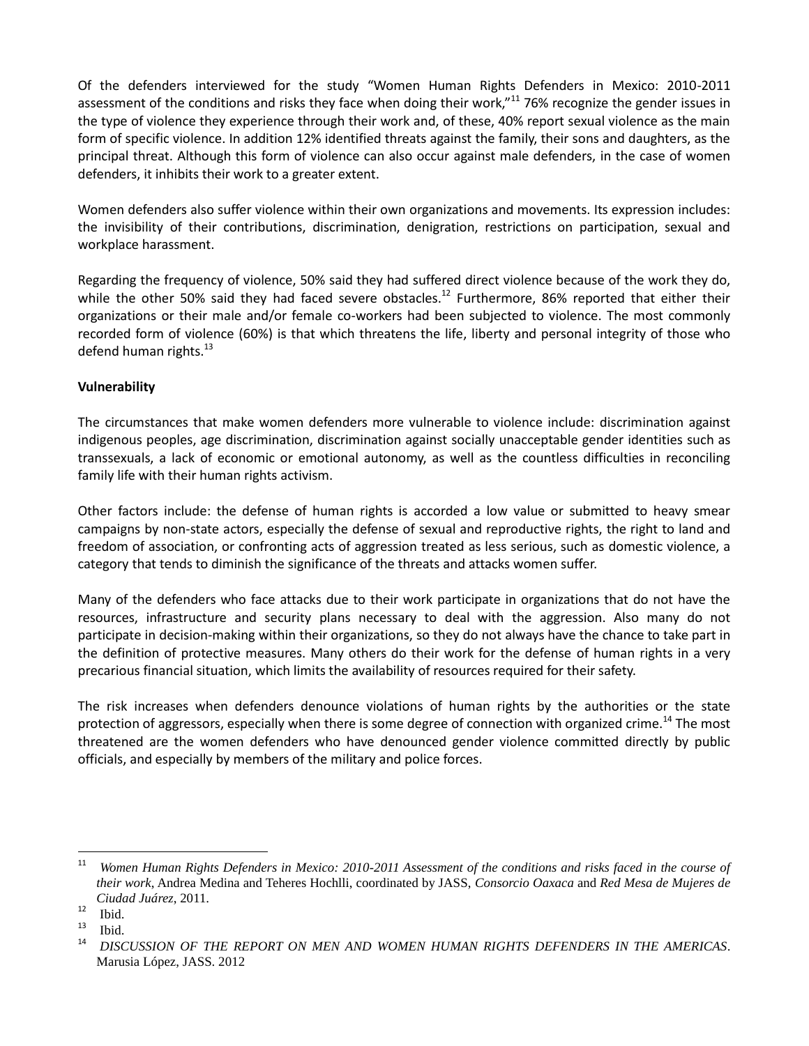Of the defenders interviewed for the study "Women Human Rights Defenders in Mexico: 2010-2011 assessment of the conditions and risks they face when doing their work,"[11] 76% recognize the gender issues in the type of violence they experience through their work and, of these, 40% report sexual violence as the main form of specific violence. In addition 12% identified threats against the family, their sons and daughters, as the principal threat. Although this form of violence can also occur against male defenders, in the case of women defenders, it inhibits their work to a greater extent.

Women defenders also suffer violence within their own organizations and movements. Its expression includes: the invisibility of their contributions, discrimination, denigration, restrictions on participation, sexual and workplace harassment.

Regarding the frequency of violence, 50% said they had suffered direct violence because of the work they do, while the other 50% said they had faced severe obstacles.[12] Furthermore, 86% reported that either their organizations or their male and/or female co-workers had been subjected to violence. The most commonly recorded form of violence (60%) is that which threatens the life, liberty and personal integrity of those who defend human rights.[13]

**Vulnerability**

The circumstances that make women defenders more vulnerable to violence include: discrimination against indigenous peoples, age discrimination, discrimination against socially unacceptable gender identities such as transsexuals, a lack of economic or emotional autonomy, as well as the countless difficulties in reconciling family life with their human rights activism.

Other factors include: the defense of human rights is accorded a low value or submitted to heavy smear campaigns by non-state actors, especially the defense of sexual and reproductive rights, the right to land and freedom of association, or confronting acts of aggression treated as less serious, such as domestic violence, a category that tends to diminish the significance of the threats and attacks women suffer.

Many of the defenders who face attacks due to their work participate in organizations that do not have the resources, infrastructure and security plans necessary to deal with the aggression. Also many do not participate in decision-making within their organizations, so they do not always have the chance to take part in the definition of protective measures. Many others do their work for the defense of human rights in a very precarious financial situation, which limits the availability of resources required for their safety.

The risk increases when defenders denounce violations of human rights by the authorities or the state protection of aggressors, especially when there is some degree of connection with organized crime.[14] The most threatened are the women defenders who have denounced gender violence committed directly by public officials, and especially by members of the military and police forces.

---

[11] *Women Human Rights Defenders in Mexico: 2010-2011 Assessment of the conditions and risks faced in the course of their work*, Andrea Medina and Teheres Hochlli, coordinated by JASS, *Consorcio Oaxaca* and *Red Mesa de Mujeres de Ciudad Juárez*, 2011.

[12] Ibid.

[13] Ibid.

[14] *DISCUSSION OF THE REPORT ON MEN AND WOMEN HUMAN RIGHTS DEFENDERS IN THE AMERICAS*. Marusia López, JASS. 2012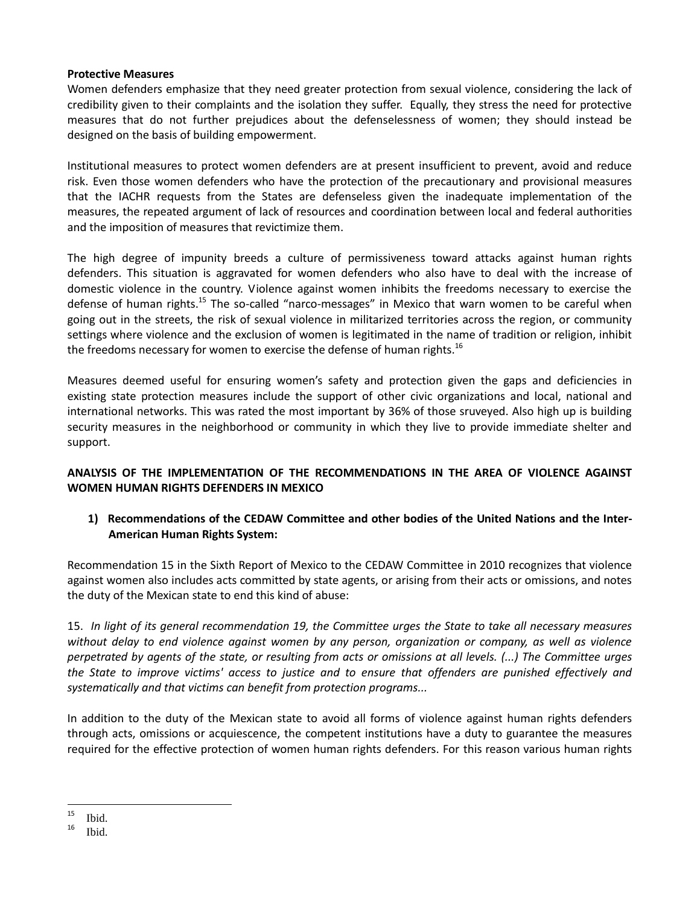**Protective Measures**

Women defenders emphasize that they need greater protection from sexual violence, considering the lack of credibility given to their complaints and the isolation they suffer. Equally, they stress the need for protective measures that do not further prejudices about the defenselessness of women; they should instead be designed on the basis of building empowerment.

Institutional measures to protect women defenders are at present insufficient to prevent, avoid and reduce risk. Even those women defenders who have the protection of the precautionary and provisional measures that the IACHR requests from the States are defenseless given the inadequate implementation of the measures, the repeated argument of lack of resources and coordination between local and federal authorities and the imposition of measures that revictimize them.

The high degree of impunity breeds a culture of permissiveness toward attacks against human rights defenders. This situation is aggravated for women defenders who also have to deal with the increase of domestic violence in the country. Violence against women inhibits the freedoms necessary to exercise the defense of human rights.[15] The so-called "narco-messages" in Mexico that warn women to be careful when going out in the streets, the risk of sexual violence in militarized territories across the region, or community settings where violence and the exclusion of women is legitimated in the name of tradition or religion, inhibit the freedoms necessary for women to exercise the defense of human rights.[16]

Measures deemed useful for ensuring women's safety and protection given the gaps and deficiencies in existing state protection measures include the support of other civic organizations and local, national and international networks. This was rated the most important by 36% of those sruveyed. Also high up is building security measures in the neighborhood or community in which they live to provide immediate shelter and support.

## ANALYSIS OF THE IMPLEMENTATION OF THE RECOMMENDATIONS IN THE AREA OF VIOLENCE AGAINST WOMEN HUMAN RIGHTS DEFENDERS IN MEXICO

### 1) Recommendations of the CEDAW Committee and other bodies of the United Nations and the Inter-American Human Rights System:

Recommendation 15 in the Sixth Report of Mexico to the CEDAW Committee in 2010 recognizes that violence against women also includes acts committed by state agents, or arising from their acts or omissions, and notes the duty of the Mexican state to end this kind of abuse:

15. *In light of its general recommendation 19, the Committee urges the State to take all necessary measures without delay to end violence against women by any person, organization or company, as well as violence perpetrated by agents of the state, or resulting from acts or omissions at all levels. (...) The Committee urges the State to improve victims' access to justice and to ensure that offenders are punished effectively and systematically and that victims can benefit from protection programs...*

In addition to the duty of the Mexican state to avoid all forms of violence against human rights defenders through acts, omissions or acquiescence, the competent institutions have a duty to guarantee the measures required for the effective protection of women human rights defenders. For this reason various human rights

---

[15] Ibid.

[16] Ibid.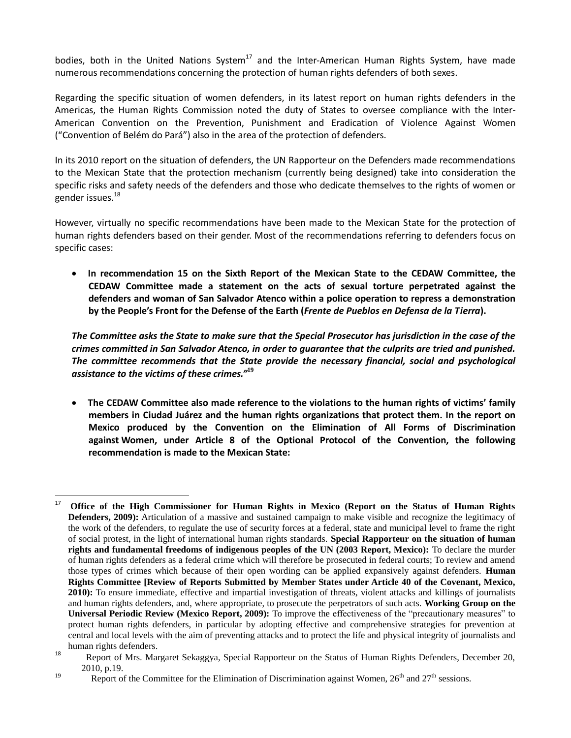bodies, both in the United Nations System[17] and the Inter-American Human Rights System, have made numerous recommendations concerning the protection of human rights defenders of both sexes.

Regarding the specific situation of women defenders, in its latest report on human rights defenders in the Americas, the Human Rights Commission noted the duty of States to oversee compliance with the Inter-American Convention on the Prevention, Punishment and Eradication of Violence Against Women ("Convention of Belém do Pará") also in the area of the protection of defenders.

In its 2010 report on the situation of defenders, the UN Rapporteur on the Defenders made recommendations to the Mexican State that the protection mechanism (currently being designed) take into consideration the specific risks and safety needs of the defenders and those who dedicate themselves to the rights of women or gender issues.[18]

However, virtually no specific recommendations have been made to the Mexican State for the protection of human rights defenders based on their gender. Most of the recommendations referring to defenders focus on specific cases:

- **In recommendation 15 on the Sixth Report of the Mexican State to the CEDAW Committee, the CEDAW Committee made a statement on the acts of sexual torture perpetrated against the defenders and woman of San Salvador Atenco within a police operation to repress a demonstration by the People's Front for the Defense of the Earth (*Frente de Pueblos en Defensa de la Tierra*).**

***The Committee asks the State to make sure that the Special Prosecutor has jurisdiction in the case of the crimes committed in San Salvador Atenco, in order to guarantee that the culprits are tried and punished. The committee recommends that the State provide the necessary financial, social and psychological assistance to the victims of these crimes."***[19]

- **The CEDAW Committee also made reference to the violations to the human rights of victims' family members in Ciudad Juárez and the human rights organizations that protect them. In the report on Mexico produced by the Convention on the Elimination of All Forms of Discrimination against Women, under Article 8 of the Optional Protocol of the Convention, the following recommendation is made to the Mexican State:**

---

[17] **Office of the High Commissioner for Human Rights in Mexico (Report on the Status of Human Rights Defenders, 2009):** Articulation of a massive and sustained campaign to make visible and recognize the legitimacy of the work of the defenders, to regulate the use of security forces at a federal, state and municipal level to frame the right of social protest, in the light of international human rights standards. **Special Rapporteur on the situation of human rights and fundamental freedoms of indigenous peoples of the UN (2003 Report, Mexico):** To declare the murder of human rights defenders as a federal crime which will therefore be prosecuted in federal courts; To review and amend those types of crimes which because of their open wording can be applied expansively against defenders. **Human Rights Committee [Review of Reports Submitted by Member States under Article 40 of the Covenant, Mexico, 2010):** To ensure immediate, effective and impartial investigation of threats, violent attacks and killings of journalists and human rights defenders, and, where appropriate, to prosecute the perpetrators of such acts. **Working Group on the Universal Periodic Review (Mexico Report, 2009):** To improve the effectiveness of the "precautionary measures" to protect human rights defenders, in particular by adopting effective and comprehensive strategies for prevention at central and local levels with the aim of preventing attacks and to protect the life and physical integrity of journalists and human rights defenders.

[18] Report of Mrs. Margaret Sekaggya, Special Rapporteur on the Status of Human Rights Defenders, December 20, 2010, p.19.

[19] Report of the Committee for the Elimination of Discrimination against Women, 26th and 27th sessions.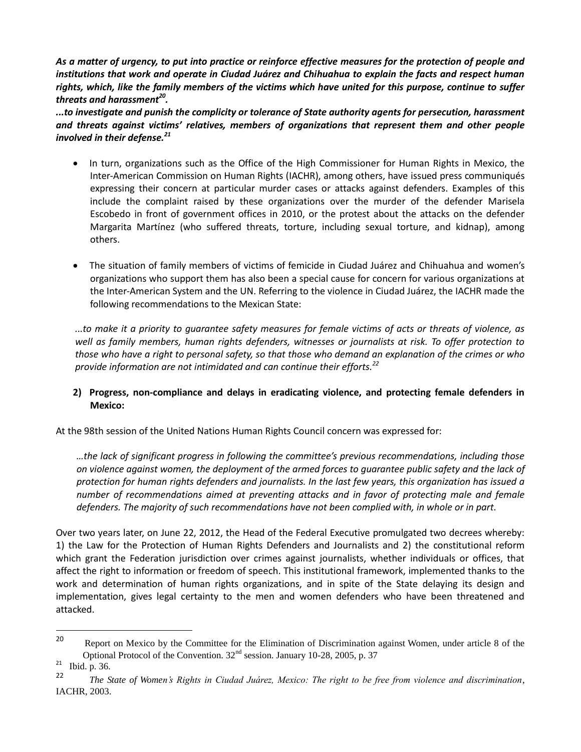***As a matter of urgency, to put into practice or reinforce effective measures for the protection of people and institutions that work and operate in Ciudad Juárez and Chihuahua to explain the facts and respect human rights, which, like the family members of the victims which have united for this purpose, continue to suffer threats and harassment[20].***

***...to investigate and punish the complicity or tolerance of State authority agents for persecution, harassment and threats against victims' relatives, members of organizations that represent them and other people involved in their defense.[21]***

- In turn, organizations such as the Office of the High Commissioner for Human Rights in Mexico, the Inter-American Commission on Human Rights (IACHR), among others, have issued press communiqués expressing their concern at particular murder cases or attacks against defenders. Examples of this include the complaint raised by these organizations over the murder of the defender Marisela Escobedo in front of government offices in 2010, or the protest about the attacks on the defender Margarita Martínez (who suffered threats, torture, including sexual torture, and kidnap), among others.

- The situation of family members of victims of femicide in Ciudad Juárez and Chihuahua and women's organizations who support them has also been a special cause for concern for various organizations at the Inter-American System and the UN. Referring to the violence in Ciudad Juárez, the IACHR made the following recommendations to the Mexican State:

> *...to make it a priority to guarantee safety measures for female victims of acts or threats of violence, as well as family members, human rights defenders, witnesses or journalists at risk. To offer protection to those who have a right to personal safety, so that those who demand an explanation of the crimes or who provide information are not intimidated and can continue their efforts.[22]*

**2) Progress, non-compliance and delays in eradicating violence, and protecting female defenders in Mexico:**

At the 98th session of the United Nations Human Rights Council concern was expressed for:

> *…the lack of significant progress in following the committee's previous recommendations, including those on violence against women, the deployment of the armed forces to guarantee public safety and the lack of protection for human rights defenders and journalists. In the last few years, this organization has issued a number of recommendations aimed at preventing attacks and in favor of protecting male and female defenders. The majority of such recommendations have not been complied with, in whole or in part.*

Over two years later, on June 22, 2012, the Head of the Federal Executive promulgated two decrees whereby: 1) the Law for the Protection of Human Rights Defenders and Journalists and 2) the constitutional reform which grant the Federation jurisdiction over crimes against journalists, whether individuals or offices, that affect the right to information or freedom of speech. This institutional framework, implemented thanks to the work and determination of human rights organizations, and in spite of the State delaying its design and implementation, gives legal certainty to the men and women defenders who have been threatened and attacked.

---

[20] Report on Mexico by the Committee for the Elimination of Discrimination against Women, under article 8 of the Optional Protocol of the Convention. 32nd session. January 10-28, 2005, p. 37

[21] Ibid. p. 36.

[22] *The State of Women's Rights in Ciudad Juárez, Mexico: The right to be free from violence and discrimination*, IACHR, 2003.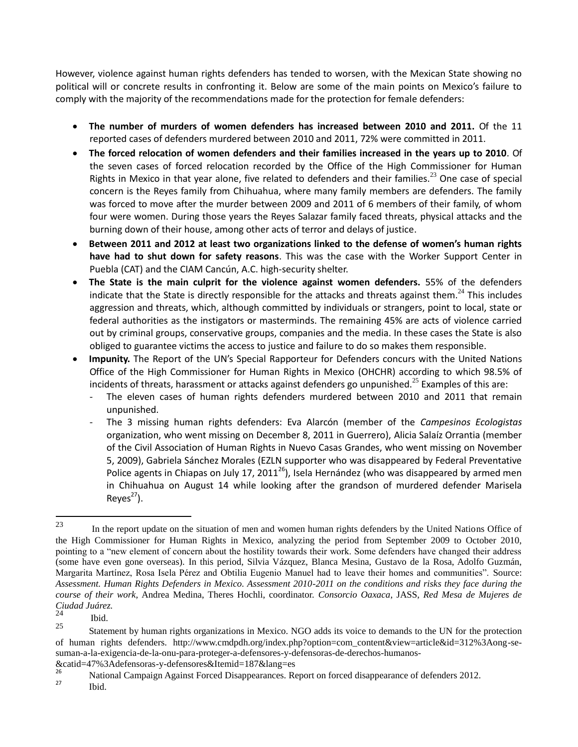However, violence against human rights defenders has tended to worsen, with the Mexican State showing no political will or concrete results in confronting it. Below are some of the main points on Mexico's failure to comply with the majority of the recommendations made for the protection for female defenders:

- **The number of murders of women defenders has increased between 2010 and 2011.** Of the 11 reported cases of defenders murdered between 2010 and 2011, 72% were committed in 2011.
- **The forced relocation of women defenders and their families increased in the years up to 2010**. Of the seven cases of forced relocation recorded by the Office of the High Commissioner for Human Rights in Mexico in that year alone, five related to defenders and their families.[23] One case of special concern is the Reyes family from Chihuahua, where many family members are defenders. The family was forced to move after the murder between 2009 and 2011 of 6 members of their family, of whom four were women. During those years the Reyes Salazar family faced threats, physical attacks and the burning down of their house, among other acts of terror and delays of justice.
- **Between 2011 and 2012 at least two organizations linked to the defense of women's human rights have had to shut down for safety reasons**. This was the case with the Worker Support Center in Puebla (CAT) and the CIAM Cancún, A.C. high-security shelter.
- **The State is the main culprit for the violence against women defenders.** 55% of the defenders indicate that the State is directly responsible for the attacks and threats against them.[24] This includes aggression and threats, which, although committed by individuals or strangers, point to local, state or federal authorities as the instigators or masterminds. The remaining 45% are acts of violence carried out by criminal groups, conservative groups, companies and the media. In these cases the State is also obliged to guarantee victims the access to justice and failure to do so makes them responsible.
- **Impunity.** The Report of the UN's Special Rapporteur for Defenders concurs with the United Nations Office of the High Commissioner for Human Rights in Mexico (OHCHR) according to which 98.5% of incidents of threats, harassment or attacks against defenders go unpunished.[25] Examples of this are:
  - The eleven cases of human rights defenders murdered between 2010 and 2011 that remain unpunished.
  - The 3 missing human rights defenders: Eva Alarcón (member of the *Campesinos Ecologistas* organization, who went missing on December 8, 2011 in Guerrero), Alicia Salaíz Orrantia (member of the Civil Association of Human Rights in Nuevo Casas Grandes, who went missing on November 5, 2009), Gabriela Sánchez Morales (EZLN supporter who was disappeared by Federal Preventative Police agents in Chiapas on July 17, 2011[26]), Isela Hernández (who was disappeared by armed men in Chihuahua on August 14 while looking after the grandson of murdered defender Marisela Reyes[27]).

---

[23] In the report update on the situation of men and women human rights defenders by the United Nations Office of the High Commissioner for Human Rights in Mexico, analyzing the period from September 2009 to October 2010, pointing to a "new element of concern about the hostility towards their work. Some defenders have changed their address (some have even gone overseas). In this period, Silvia Vázquez, Blanca Mesina, Gustavo de la Rosa, Adolfo Guzmán, Margarita Martínez, Rosa Isela Pérez and Obtilia Eugenio Manuel had to leave their homes and communities". Source: *Assessment. Human Rights Defenders in Mexico. Assessment 2010-2011 on the conditions and risks they face during the course of their work*, Andrea Medina, Theres Hochli, coordinator. *Consorcio Oaxaca*, JASS, *Red Mesa de Mujeres de Ciudad Juárez.*

[24] Ibid.

[25] Statement by human rights organizations in Mexico. NGO adds its voice to demands to the UN for the protection of human rights defenders. http://www.cmdpdh.org/index.php?option=com_content&view=article&id=312%3Aong-se-suman-a-la-exigencia-de-la-onu-para-proteger-a-defensores-y-defensoras-de-derechos-humanos-&catid=47%3Adefensoras-y-defensores&Itemid=187&lang=es

[26] National Campaign Against Forced Disappearances. Report on forced disappearance of defenders 2012.

[27] Ibid.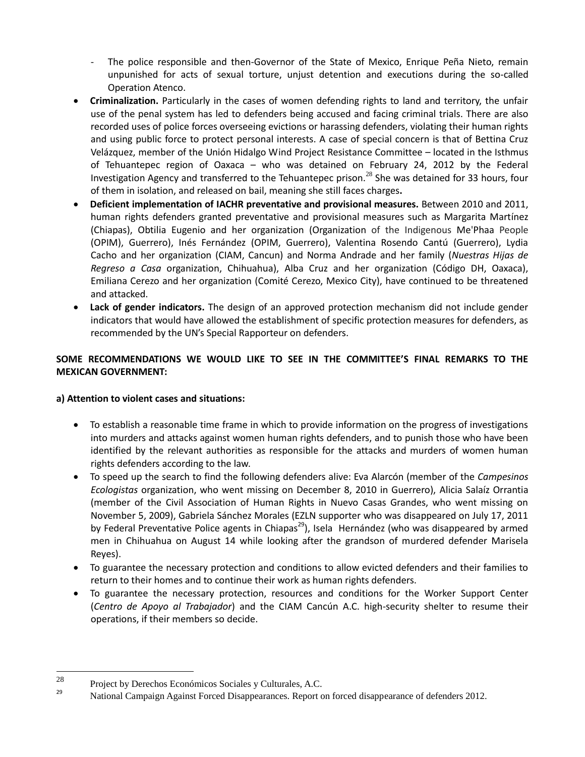- The police responsible and then-Governor of the State of Mexico, Enrique Peña Nieto, remain unpunished for acts of sexual torture, unjust detention and executions during the so-called Operation Atenco.

- **Criminalization.** Particularly in the cases of women defending rights to land and territory, the unfair use of the penal system has led to defenders being accused and facing criminal trials. There are also recorded uses of police forces overseeing evictions or harassing defenders, violating their human rights and using public force to protect personal interests. A case of special concern is that of Bettina Cruz Velázquez, member of the Unión Hidalgo Wind Project Resistance Committee – located in the Isthmus of Tehuantepec region of Oaxaca – who was detained on February 24, 2012 by the Federal Investigation Agency and transferred to the Tehuantepec prison.[28] She was detained for 33 hours, four of them in isolation, and released on bail, meaning she still faces charges**.**
- **Deficient implementation of IACHR preventative and provisional measures.** Between 2010 and 2011, human rights defenders granted preventative and provisional measures such as Margarita Martínez (Chiapas), Obtilia Eugenio and her organization (Organization of the Indigenous Me'Phaa People (OPIM), Guerrero), Inés Fernández (OPIM, Guerrero), Valentina Rosendo Cantú (Guerrero), Lydia Cacho and her organization (CIAM, Cancun) and Norma Andrade and her family (*Nuestras Hijas de Regreso a Casa* organization, Chihuahua), Alba Cruz and her organization (Código DH, Oaxaca), Emiliana Cerezo and her organization (Comité Cerezo, Mexico City), have continued to be threatened and attacked.
- **Lack of gender indicators.** The design of an approved protection mechanism did not include gender indicators that would have allowed the establishment of specific protection measures for defenders, as recommended by the UN's Special Rapporteur on defenders.

**SOME RECOMMENDATIONS WE WOULD LIKE TO SEE IN THE COMMITTEE'S FINAL REMARKS TO THE MEXICAN GOVERNMENT:**

**a) Attention to violent cases and situations:**

- To establish a reasonable time frame in which to provide information on the progress of investigations into murders and attacks against women human rights defenders, and to punish those who have been identified by the relevant authorities as responsible for the attacks and murders of women human rights defenders according to the law.
- To speed up the search to find the following defenders alive: Eva Alarcón (member of the *Campesinos Ecologistas* organization, who went missing on December 8, 2010 in Guerrero), Alicia Salaíz Orrantia (member of the Civil Association of Human Rights in Nuevo Casas Grandes, who went missing on November 5, 2009), Gabriela Sánchez Morales (EZLN supporter who was disappeared on July 17, 2011 by Federal Preventative Police agents in Chiapas[29]), Isela Hernández (who was disappeared by armed men in Chihuahua on August 14 while looking after the grandson of murdered defender Marisela Reyes).
- To guarantee the necessary protection and conditions to allow evicted defenders and their families to return to their homes and to continue their work as human rights defenders.
- To guarantee the necessary protection, resources and conditions for the Worker Support Center (*Centro de Apoyo al Trabajador*) and the CIAM Cancún A.C. high-security shelter to resume their operations, if their members so decide.

---

[28] Project by Derechos Económicos Sociales y Culturales, A.C.

[29] National Campaign Against Forced Disappearances. Report on forced disappearance of defenders 2012.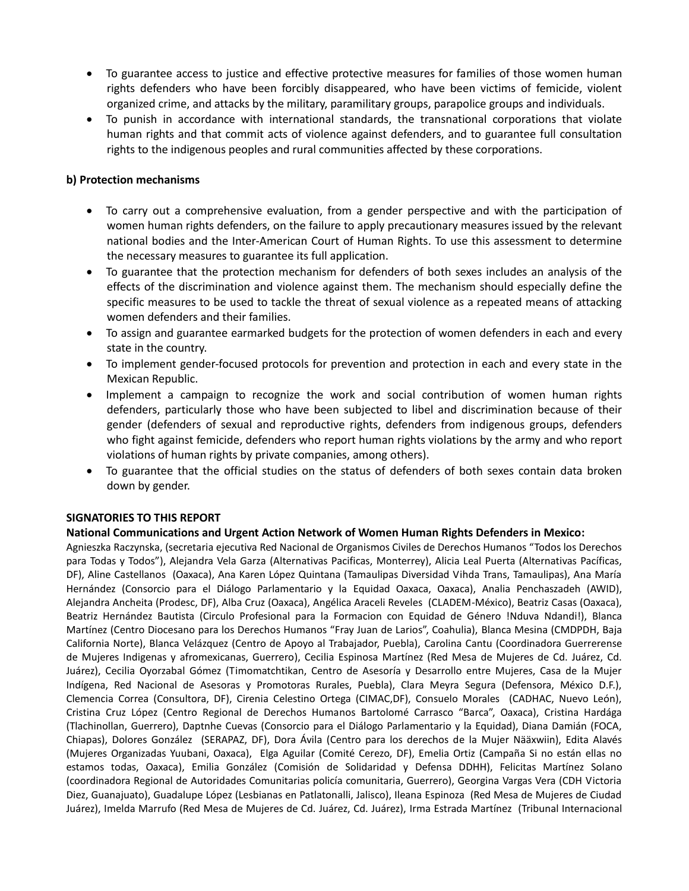- To guarantee access to justice and effective protective measures for families of those women human rights defenders who have been forcibly disappeared, who have been victims of femicide, violent organized crime, and attacks by the military, paramilitary groups, parapolice groups and individuals.
- To punish in accordance with international standards, the transnational corporations that violate human rights and that commit acts of violence against defenders, and to guarantee full consultation rights to the indigenous peoples and rural communities affected by these corporations.

**b) Protection mechanisms**

- To carry out a comprehensive evaluation, from a gender perspective and with the participation of women human rights defenders, on the failure to apply precautionary measures issued by the relevant national bodies and the Inter-American Court of Human Rights. To use this assessment to determine the necessary measures to guarantee its full application.
- To guarantee that the protection mechanism for defenders of both sexes includes an analysis of the effects of the discrimination and violence against them. The mechanism should especially define the specific measures to be used to tackle the threat of sexual violence as a repeated means of attacking women defenders and their families.
- To assign and guarantee earmarked budgets for the protection of women defenders in each and every state in the country.
- To implement gender-focused protocols for prevention and protection in each and every state in the Mexican Republic.
- Implement a campaign to recognize the work and social contribution of women human rights defenders, particularly those who have been subjected to libel and discrimination because of their gender (defenders of sexual and reproductive rights, defenders from indigenous groups, defenders who fight against femicide, defenders who report human rights violations by the army and who report violations of human rights by private companies, among others).
- To guarantee that the official studies on the status of defenders of both sexes contain data broken down by gender.

**SIGNATORIES TO THIS REPORT**

**National Communications and Urgent Action Network of Women Human Rights Defenders in Mexico:**

Agnieszka Raczynska, (secretaria ejecutiva Red Nacional de Organismos Civiles de Derechos Humanos "Todos los Derechos para Todas y Todos"), Alejandra Vela Garza (Alternativas Pacificas, Monterrey), Alicia Leal Puerta (Alternativas Pacíficas, DF), Aline Castellanos (Oaxaca), Ana Karen López Quintana (Tamaulipas Diversidad Vihda Trans, Tamaulipas), Ana María Hernández (Consorcio para el Diálogo Parlamentario y la Equidad Oaxaca, Oaxaca), Analia Penchaszadeh (AWID), Alejandra Ancheita (Prodesc, DF), Alba Cruz (Oaxaca), Angélica Araceli Reveles (CLADEM-México), Beatriz Casas (Oaxaca), Beatriz Hernández Bautista (Circulo Profesional para la Formacion con Equidad de Género !Nduva Ndandi!), Blanca Martínez (Centro Diocesano para los Derechos Humanos "Fray Juan de Larios", Coahulia), Blanca Mesina (CMDPDH, Baja California Norte), Blanca Velázquez (Centro de Apoyo al Trabajador, Puebla), Carolina Cantu (Coordinadora Guerrerense de Mujeres Indigenas y afromexicanas, Guerrero), Cecilia Espinosa Martínez (Red Mesa de Mujeres de Cd. Juárez, Cd. Juárez), Cecilia Oyorzabal Gómez (Timomatchtikan, Centro de Asesoría y Desarrollo entre Mujeres, Casa de la Mujer Indígena, Red Nacional de Asesoras y Promotoras Rurales, Puebla), Clara Meyra Segura (Defensora, México D.F.), Clemencia Correa (Consultora, DF), Cirenia Celestino Ortega (CIMAC,DF), Consuelo Morales (CADHAC, Nuevo León), Cristina Cruz López (Centro Regional de Derechos Humanos Bartolomé Carrasco "Barca", Oaxaca), Cristina Hardága (Tlachinollan, Guerrero), Daptnhe Cuevas (Consorcio para el Diálogo Parlamentario y la Equidad), Diana Damián (FOCA, Chiapas), Dolores González (SERAPAZ, DF), Dora Ávila (Centro para los derechos de la Mujer Nääxwiin), Edita Alavés (Mujeres Organizadas Yuubani, Oaxaca), Elga Aguilar (Comité Cerezo, DF), Emelia Ortiz (Campaña Si no están ellas no estamos todas, Oaxaca), Emilia González (Comisión de Solidaridad y Defensa DDHH), Felicitas Martínez Solano (coordinadora Regional de Autoridades Comunitarias policía comunitaria, Guerrero), Georgina Vargas Vera (CDH Victoria Diez, Guanajuato), Guadalupe López (Lesbianas en Patlatonalli, Jalisco), Ileana Espinoza (Red Mesa de Mujeres de Ciudad Juárez), Imelda Marrufo (Red Mesa de Mujeres de Cd. Juárez, Cd. Juárez), Irma Estrada Martínez (Tribunal Internacional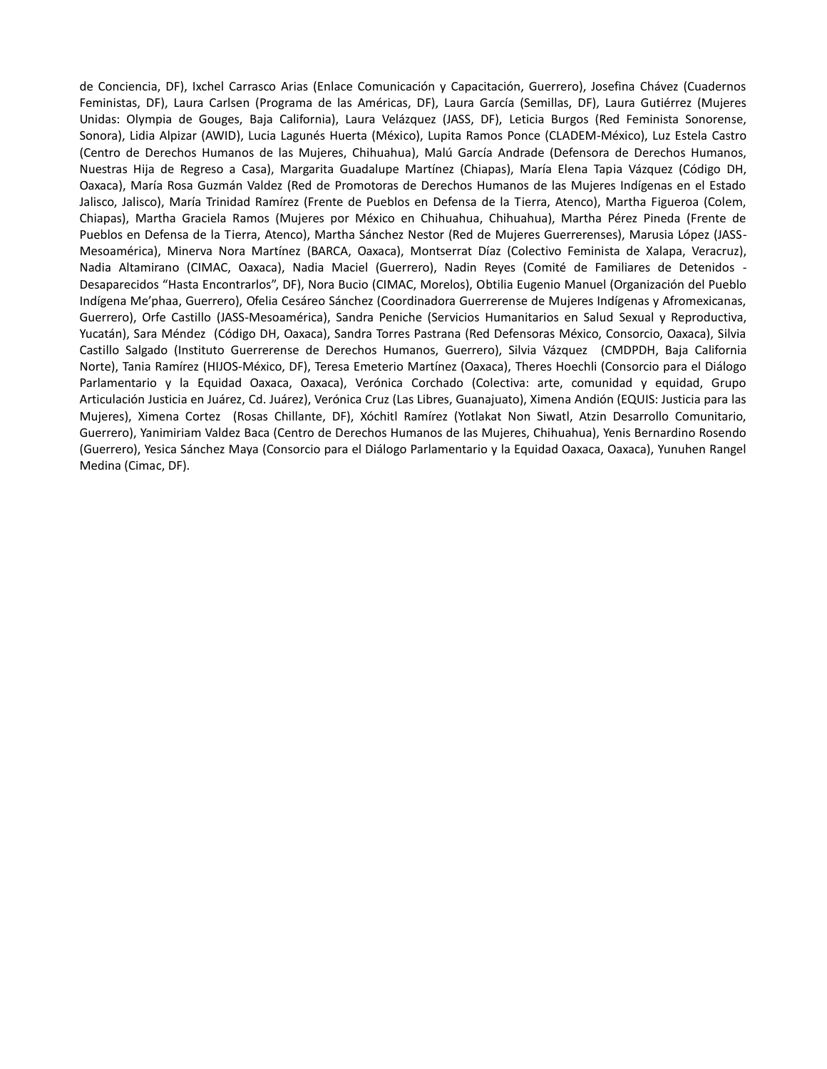de Conciencia, DF), Ixchel Carrasco Arias (Enlace Comunicación y Capacitación, Guerrero), Josefina Chávez (Cuadernos Feministas, DF), Laura Carlsen (Programa de las Américas, DF), Laura García (Semillas, DF), Laura Gutiérrez (Mujeres Unidas: Olympia de Gouges, Baja California), Laura Velázquez (JASS, DF), Leticia Burgos (Red Feminista Sonorense, Sonora), Lidia Alpizar (AWID), Lucia Lagunés Huerta (México), Lupita Ramos Ponce (CLADEM-México), Luz Estela Castro (Centro de Derechos Humanos de las Mujeres, Chihuahua), Malú García Andrade (Defensora de Derechos Humanos, Nuestras Hija de Regreso a Casa), Margarita Guadalupe Martínez (Chiapas), María Elena Tapia Vázquez (Código DH, Oaxaca), María Rosa Guzmán Valdez (Red de Promotoras de Derechos Humanos de las Mujeres Indígenas en el Estado Jalisco, Jalisco), María Trinidad Ramírez (Frente de Pueblos en Defensa de la Tierra, Atenco), Martha Figueroa (Colem, Chiapas), Martha Graciela Ramos (Mujeres por México en Chihuahua, Chihuahua), Martha Pérez Pineda (Frente de Pueblos en Defensa de la Tierra, Atenco), Martha Sánchez Nestor (Red de Mujeres Guerrerenses), Marusia López (JASS-Mesoamérica), Minerva Nora Martínez (BARCA, Oaxaca), Montserrat Díaz (Colectivo Feminista de Xalapa, Veracruz), Nadia Altamirano (CIMAC, Oaxaca), Nadia Maciel (Guerrero), Nadin Reyes (Comité de Familiares de Detenidos - Desaparecidos "Hasta Encontrarlos", DF), Nora Bucio (CIMAC, Morelos), Obtilia Eugenio Manuel (Organización del Pueblo Indígena Me'phaa, Guerrero), Ofelia Cesáreo Sánchez (Coordinadora Guerrerense de Mujeres Indígenas y Afromexicanas, Guerrero), Orfe Castillo (JASS-Mesoamérica), Sandra Peniche (Servicios Humanitarios en Salud Sexual y Reproductiva, Yucatán), Sara Méndez (Código DH, Oaxaca), Sandra Torres Pastrana (Red Defensoras México, Consorcio, Oaxaca), Silvia Castillo Salgado (Instituto Guerrerense de Derechos Humanos, Guerrero), Silvia Vázquez (CMDPDH, Baja California Norte), Tania Ramírez (HIJOS-México, DF), Teresa Emeterio Martínez (Oaxaca), Theres Hoechli (Consorcio para el Diálogo Parlamentario y la Equidad Oaxaca, Oaxaca), Verónica Corchado (Colectiva: arte, comunidad y equidad, Grupo Articulación Justicia en Juárez, Cd. Juárez), Verónica Cruz (Las Libres, Guanajuato), Ximena Andión (EQUIS: Justicia para las Mujeres), Ximena Cortez (Rosas Chillante, DF), Xóchitl Ramírez (Yotlakat Non Siwatl, Atzin Desarrollo Comunitario, Guerrero), Yanimiriam Valdez Baca (Centro de Derechos Humanos de las Mujeres, Chihuahua), Yenis Bernardino Rosendo (Guerrero), Yesica Sánchez Maya (Consorcio para el Diálogo Parlamentario y la Equidad Oaxaca, Oaxaca), Yunuhen Rangel Medina (Cimac, DF).